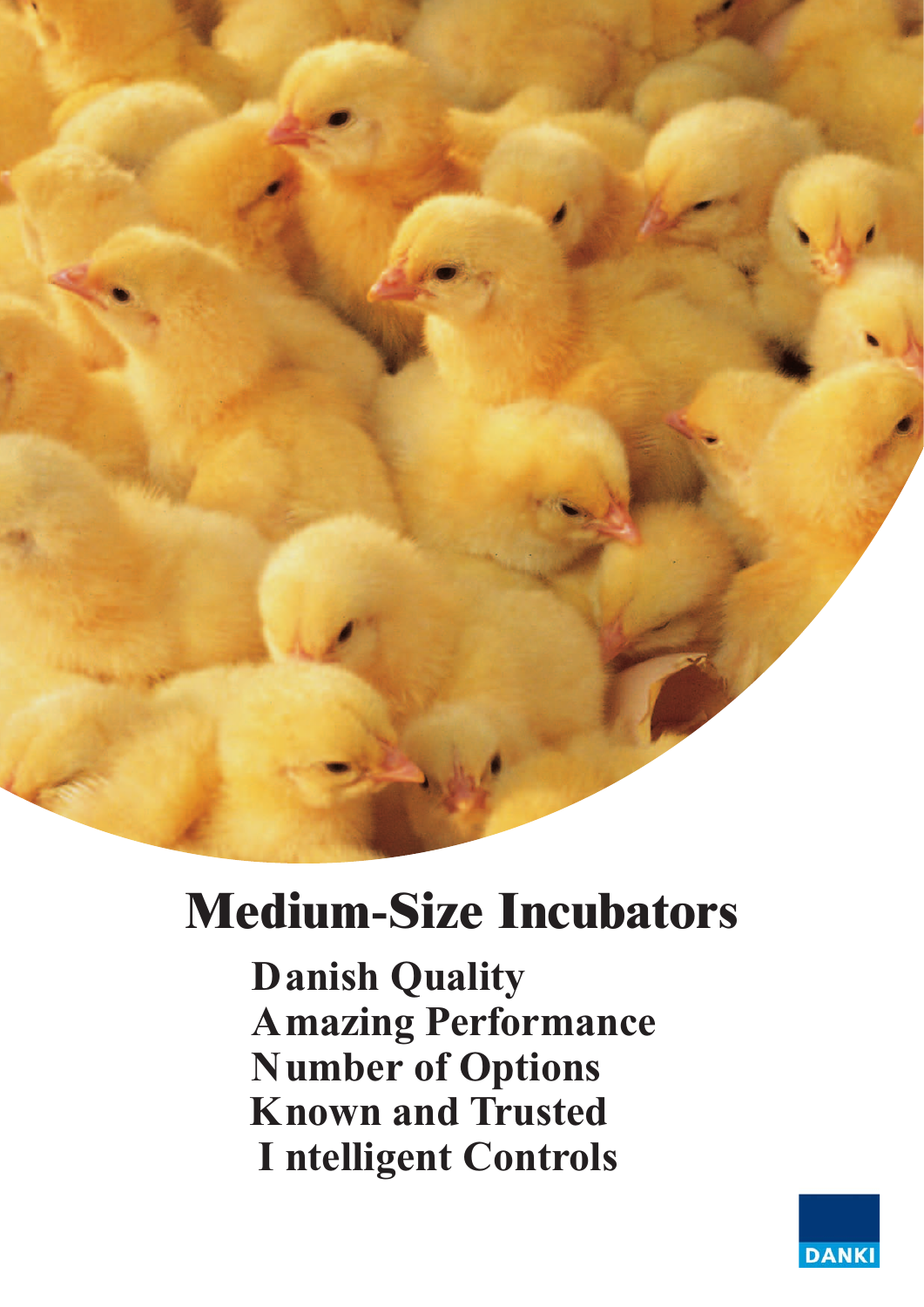# Medium-Size Incubators

**Danish Quality**
**Amazing Performance**
**Number of Options**
**Known and Trusted**
**I ntelligent Controls**

DANKI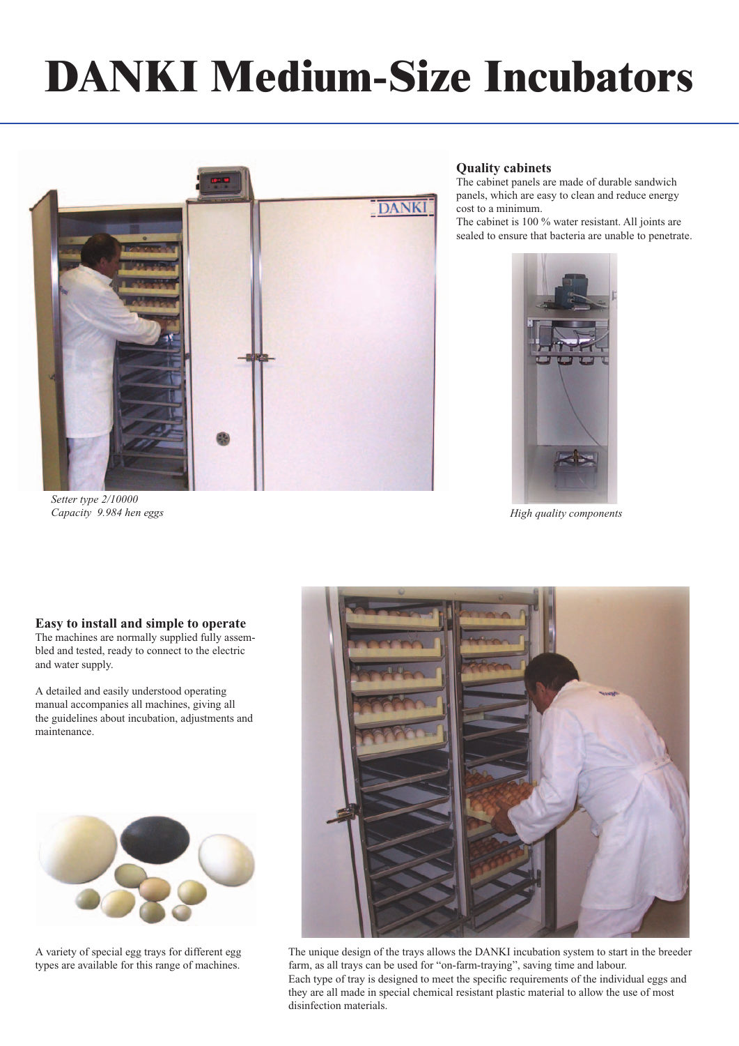# DANKI Medium-Size Incubators

*Setter type 2/10000*
*Capacity 9.984 hen eggs*

### Quality cabinets

The cabinet panels are made of durable sandwich panels, which are easy to clean and reduce energy cost to a minimum.
The cabinet is 100 % water resistant. All joints are sealed to ensure that bacteria are unable to penetrate.

*High quality components*

### Easy to install and simple to operate

The machines are normally supplied fully assembled and tested, ready to connect to the electric and water supply.

A detailed and easily understood operating manual accompanies all machines, giving all the guidelines about incubation, adjustments and maintenance.

A variety of special egg trays for different egg types are available for this range of machines.

The unique design of the trays allows the DANKI incubation system to start in the breeder farm, as all trays can be used for "on-farm-traying", saving time and labour.
Each type of tray is designed to meet the specific requirements of the individual eggs and they are all made in special chemical resistant plastic material to allow the use of most disinfection materials.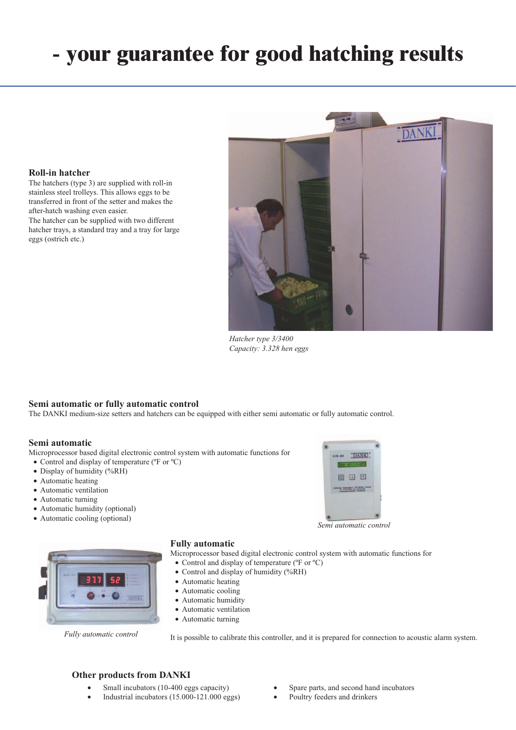# - your guarantee for good hatching results

### Roll-in hatcher

The hatchers (type 3) are supplied with roll-in stainless steel trolleys. This allows eggs to be transferred in front of the setter and makes the after-hatch washing even easier.
The hatcher can be supplied with two different hatcher trays, a standard tray and a tray for large eggs (ostrich etc.)

*Hatcher type 3/3400*
*Capacity: 3.328 hen eggs*

### Semi automatic or fully automatic control

The DANKI medium-size setters and hatchers can be equipped with either semi automatic or fully automatic control.

### Semi automatic

Microprocessor based digital electronic control system with automatic functions for

- Control and display of temperature (ºF or ºC)
- Display of humidity (%RH)
- Automatic heating
- Automatic ventilation
- Automatic turning
- Automatic humidity (optional)
- Automatic cooling (optional)

*Semi automatic control*

### Fully automatic

Microprocessor based digital electronic control system with automatic functions for

- Control and display of temperature (ºF or ºC)
- Control and display of humidity (%RH)
- Automatic heating
- Automatic cooling
- Automatic humidity
- Automatic ventilation
- Automatic turning

*Fully automatic control*

It is possible to calibrate this controller, and it is prepared for connection to acoustic alarm system.

### Other products from DANKI

- Small incubators (10-400 eggs capacity)
- Industrial incubators (15.000-121.000 eggs)
- Spare parts, and second hand incubators
- Poultry feeders and drinkers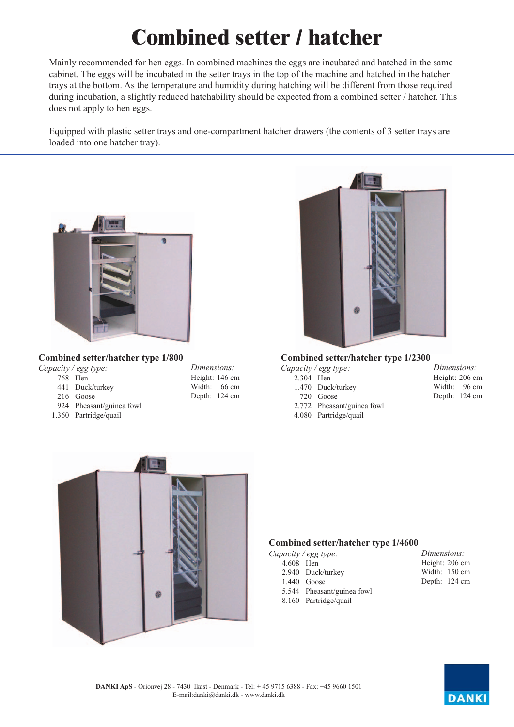# Combined setter / hatcher

Mainly recommended for hen eggs. In combined machines the eggs are incubated and hatched in the same cabinet. The eggs will be incubated in the setter trays in the top of the machine and hatched in the hatcher trays at the bottom. As the temperature and humidity during hatching will be different from those required during incubation, a slightly reduced hatchability should be expected from a combined setter / hatcher. This does not apply to hen eggs.

Equipped with plastic setter trays and one-compartment hatcher drawers (the contents of 3 setter trays are loaded into one hatcher tray).

### Combined setter/hatcher type 1/800

*Capacity / egg type:*

- 768 Hen
- 441 Duck/turkey
- 216 Goose
- 924 Pheasant/guinea fowl
- 1.360 Partridge/quail

*Dimensions:*

- Height: 146 cm
- Width: 66 cm
- Depth: 124 cm

### Combined setter/hatcher type 1/2300

*Capacity / egg type:*

- 2.304 Hen
- 1.470 Duck/turkey
- 720 Goose
- 2.772 Pheasant/guinea fowl
- 4.080 Partridge/quail

*Dimensions:*

- Height: 206 cm
- Width: 96 cm
- Depth: 124 cm

### Combined setter/hatcher type 1/4600

*Capacity / egg type:*

- 4.608 Hen
- 2.940 Duck/turkey
- 1.440 Goose
- 5.544 Pheasant/guinea fowl
- 8.160 Partridge/quail

*Dimensions:*

- Height: 206 cm
- Width: 150 cm
- Depth: 124 cm

**DANKI ApS** - Orionvej 28 - 7430 Ikast - Denmark - Tel: + 45 9715 6388 - Fax: +45 9660 1501
E-mail:danki@danki.dk - www.danki.dk

DANKI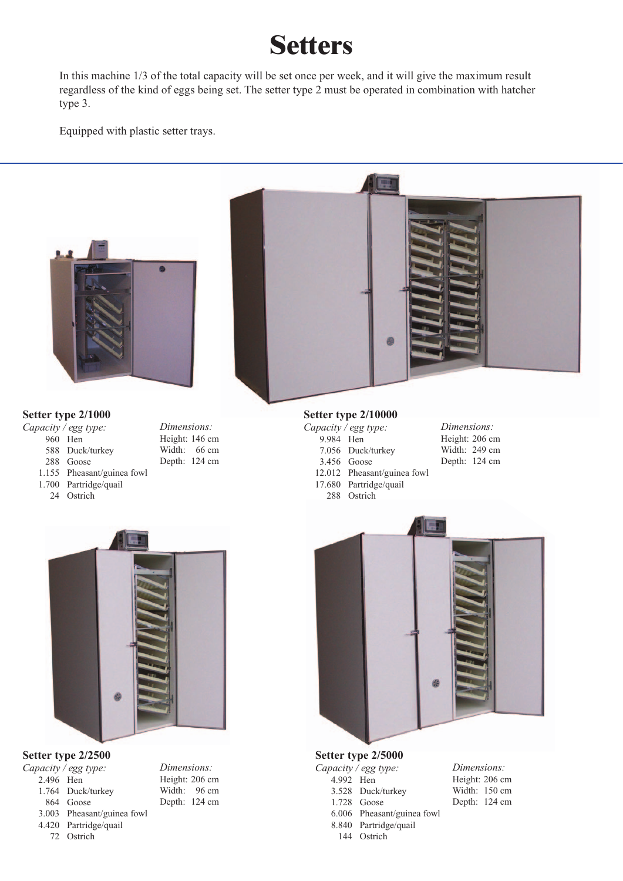# Setters

In this machine 1/3 of the total capacity will be set once per week, and it will give the maximum result regardless of the kind of eggs being set. The setter type 2 must be operated in combination with hatcher type 3.

Equipped with plastic setter trays.

### Setter type 2/1000

*Capacity / egg type:*

- 960 Hen
- 588 Duck/turkey
- 288 Goose
- 1.155 Pheasant/guinea fowl
- 1.700 Partridge/quail
- 24 Ostrich

*Dimensions:*

Height: 146 cm
Width: 66 cm
Depth: 124 cm

### Setter type 2/10000

*Capacity / egg type:*

- 9.984 Hen
- 7.056 Duck/turkey
- 3.456 Goose
- 12.012 Pheasant/guinea fowl
- 17.680 Partridge/quail
- 288 Ostrich

*Dimensions:*

Height: 206 cm
Width: 249 cm
Depth: 124 cm

### Setter type 2/2500

*Capacity / egg type:*

- 2.496 Hen
- 1.764 Duck/turkey
- 864 Goose
- 3.003 Pheasant/guinea fowl
- 4.420 Partridge/quail
- 72 Ostrich

*Dimensions:*

Height: 206 cm
Width: 96 cm
Depth: 124 cm

### Setter type 2/5000

*Capacity / egg type:*

- 4.992 Hen
- 3.528 Duck/turkey
- 1.728 Goose
- 6.006 Pheasant/guinea fowl
- 8.840 Partridge/quail
- 144 Ostrich

*Dimensions:*

Height: 206 cm
Width: 150 cm
Depth: 124 cm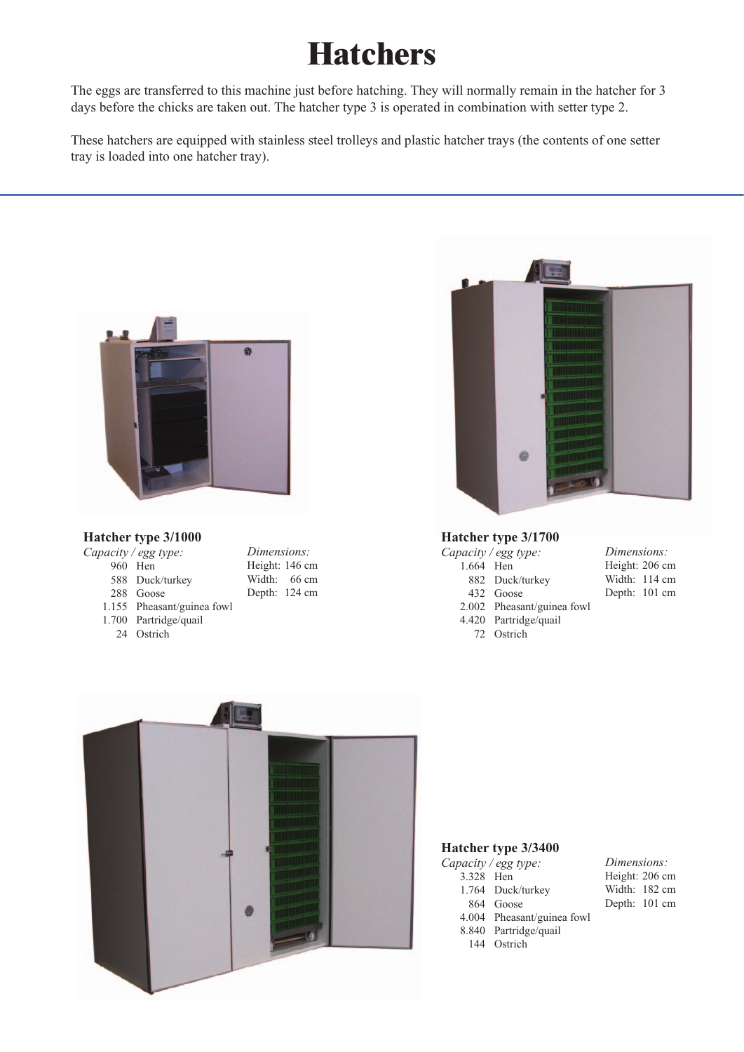# Hatchers

The eggs are transferred to this machine just before hatching. They will normally remain in the hatcher for 3 days before the chicks are taken out. The hatcher type 3 is operated in combination with setter type 2.

These hatchers are equipped with stainless steel trolleys and plastic hatcher trays (the contents of one setter tray is loaded into one hatcher tray).

### Hatcher type 3/1000

| *Capacity / egg type:* | | *Dimensions:* |
|---|---|---|
| 960 | Hen | Height: 146 cm |
| 588 | Duck/turkey | Width: 66 cm |
| 288 | Goose | Depth: 124 cm |
| 1.155 | Pheasant/guinea fowl | |
| 1.700 | Partridge/quail | |
| 24 | Ostrich | |

### Hatcher type 3/1700

| *Capacity / egg type:* | | *Dimensions:* |
|---|---|---|
| 1.664 | Hen | Height: 206 cm |
| 882 | Duck/turkey | Width: 114 cm |
| 432 | Goose | Depth: 101 cm |
| 2.002 | Pheasant/guinea fowl | |
| 4.420 | Partridge/quail | |
| 72 | Ostrich | |

### Hatcher type 3/3400

| *Capacity / egg type:* | | *Dimensions:* |
|---|---|---|
| 3.328 | Hen | Height: 206 cm |
| 1.764 | Duck/turkey | Width: 182 cm |
| 864 | Goose | Depth: 101 cm |
| 4.004 | Pheasant/guinea fowl | |
| 8.840 | Partridge/quail | |
| 144 | Ostrich | |